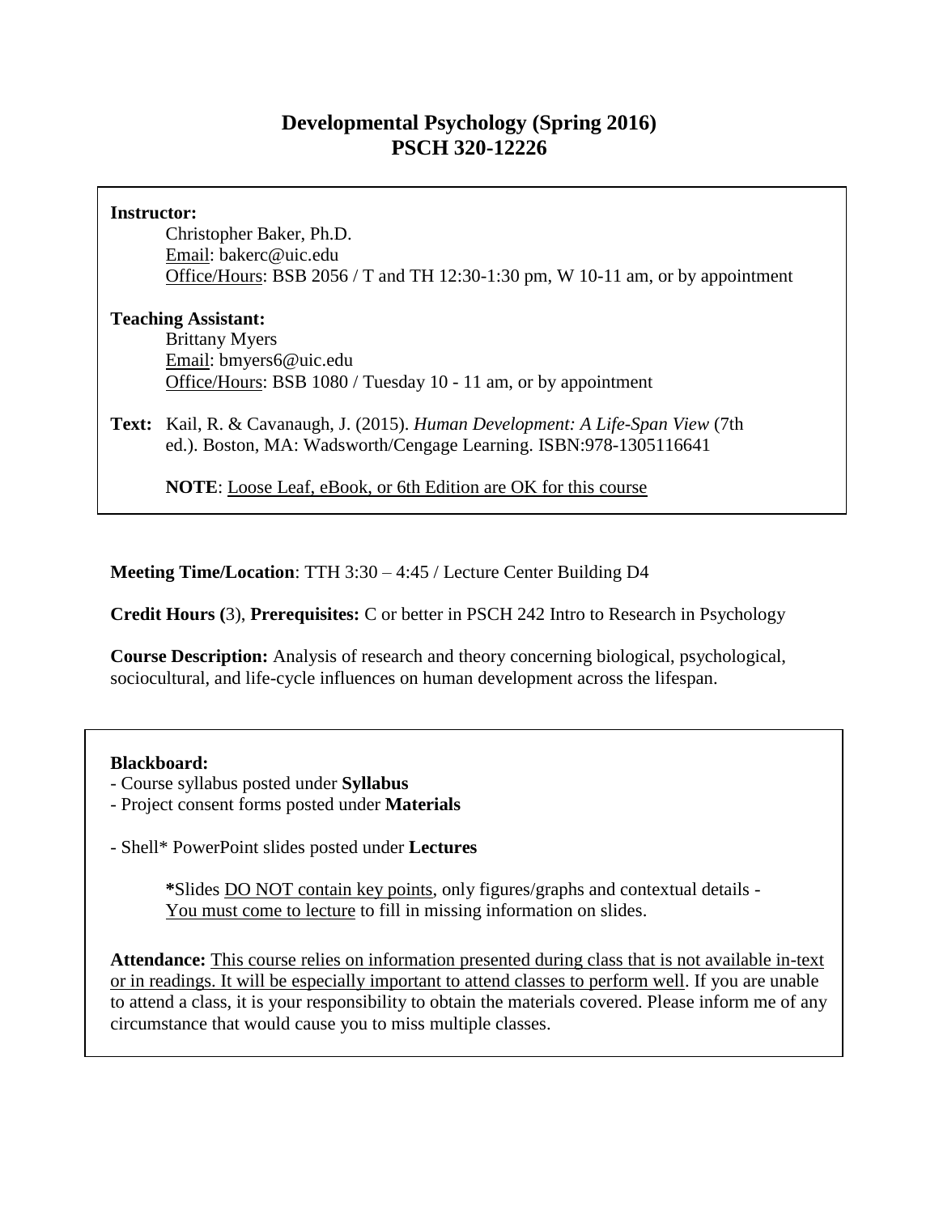# Developmental Psychology (Spring 2016)
# PSCH 320-12226

**Instructor:**

Christopher Baker, Ph.D.
Email: bakerc@uic.edu
Office/Hours: BSB 2056 / T and TH 12:30-1:30 pm, W 10-11 am, or by appointment

**Teaching Assistant:**

Brittany Myers
Email: bmyers6@uic.edu
Office/Hours: BSB 1080 / Tuesday 10 - 11 am, or by appointment

**Text:** Kail, R. & Cavanaugh, J. (2015). *Human Development: A Life-Span View* (7th ed.). Boston, MA: Wadsworth/Cengage Learning. ISBN:978-1305116641

**NOTE**: Loose Leaf, eBook, or 6th Edition are OK for this course

**Meeting Time/Location**: TTH 3:30 – 4:45 / Lecture Center Building D4

**Credit Hours (**3), **Prerequisites:** C or better in PSCH 242 Intro to Research in Psychology

**Course Description:** Analysis of research and theory concerning biological, psychological, sociocultural, and life-cycle influences on human development across the lifespan.

**Blackboard:**

- Course syllabus posted under **Syllabus**
- Project consent forms posted under **Materials**

- Shell* PowerPoint slides posted under **Lectures**

**\***Slides DO NOT contain key points, only figures/graphs and contextual details - You must come to lecture to fill in missing information on slides.

**Attendance:** This course relies on information presented during class that is not available in-text or in readings. It will be especially important to attend classes to perform well. If you are unable to attend a class, it is your responsibility to obtain the materials covered. Please inform me of any circumstance that would cause you to miss multiple classes.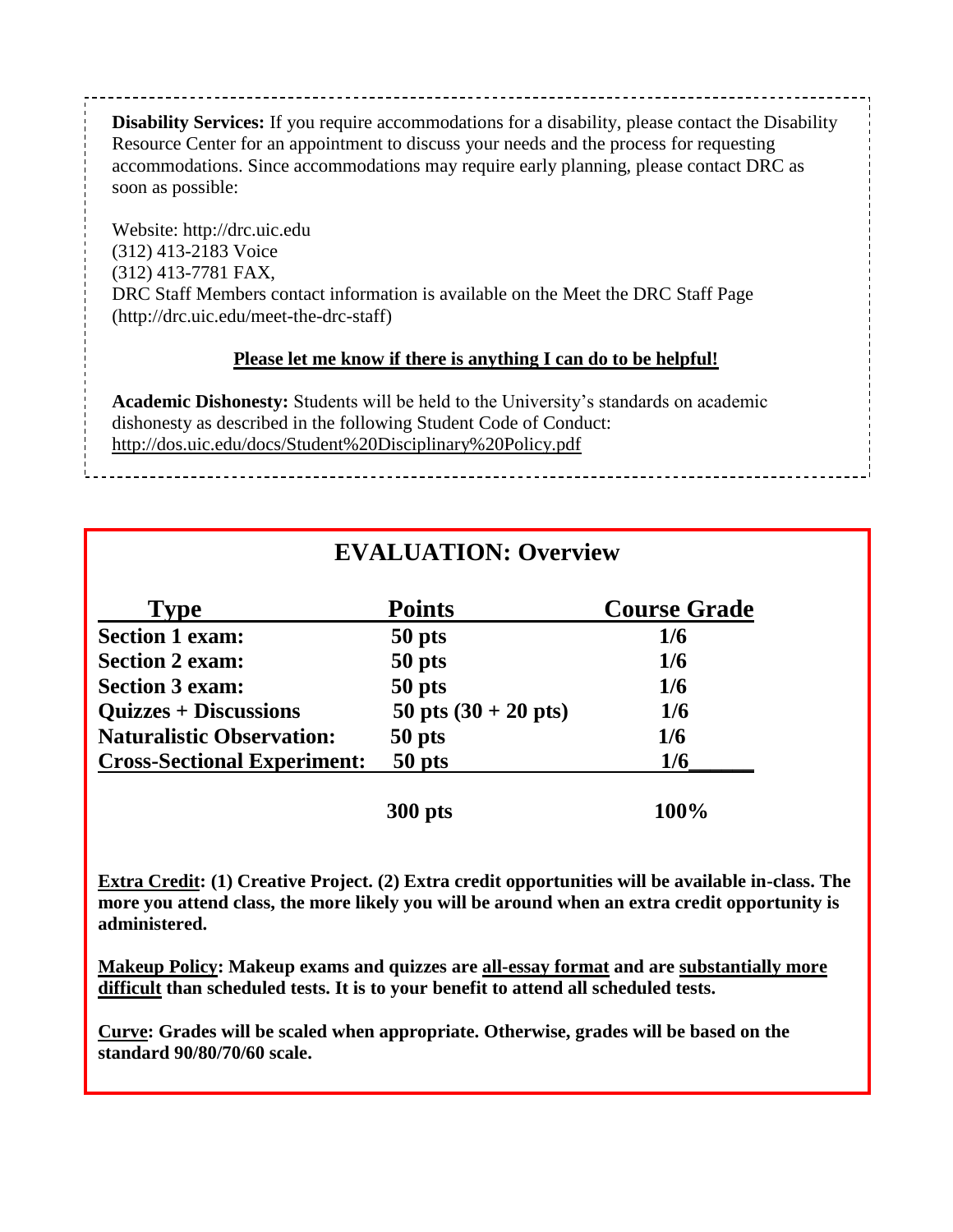**Disability Services:** If you require accommodations for a disability, please contact the Disability Resource Center for an appointment to discuss your needs and the process for requesting accommodations. Since accommodations may require early planning, please contact DRC as soon as possible:

Website: http://drc.uic.edu
(312) 413-2183 Voice
(312) 413-7781 FAX,
DRC Staff Members contact information is available on the Meet the DRC Staff Page (http://drc.uic.edu/meet-the-drc-staff)

**Please let me know if there is anything I can do to be helpful!**

**Academic Dishonesty:** Students will be held to the University's standards on academic dishonesty as described in the following Student Code of Conduct: http://dos.uic.edu/docs/Student%20Disciplinary%20Policy.pdf

## EVALUATION: Overview

| Type | Points | Course Grade |
|---|---|---|
| **Section 1 exam:** | **50 pts** | **1/6** |
| **Section 2 exam:** | **50 pts** | **1/6** |
| **Section 3 exam:** | **50 pts** | **1/6** |
| **Quizzes + Discussions** | **50 pts (30 + 20 pts)** | **1/6** |
| **Naturalistic Observation:** | **50 pts** | **1/6** |
| **Cross-Sectional Experiment:** | **50 pts** | **1/6** |
| | **300 pts** | **100%** |

**Extra Credit: (1) Creative Project. (2) Extra credit opportunities will be available in-class. The more you attend class, the more likely you will be around when an extra credit opportunity is administered.**

**Makeup Policy: Makeup exams and quizzes are all-essay format and are substantially more difficult than scheduled tests. It is to your benefit to attend all scheduled tests.**

**Curve: Grades will be scaled when appropriate. Otherwise, grades will be based on the standard 90/80/70/60 scale.**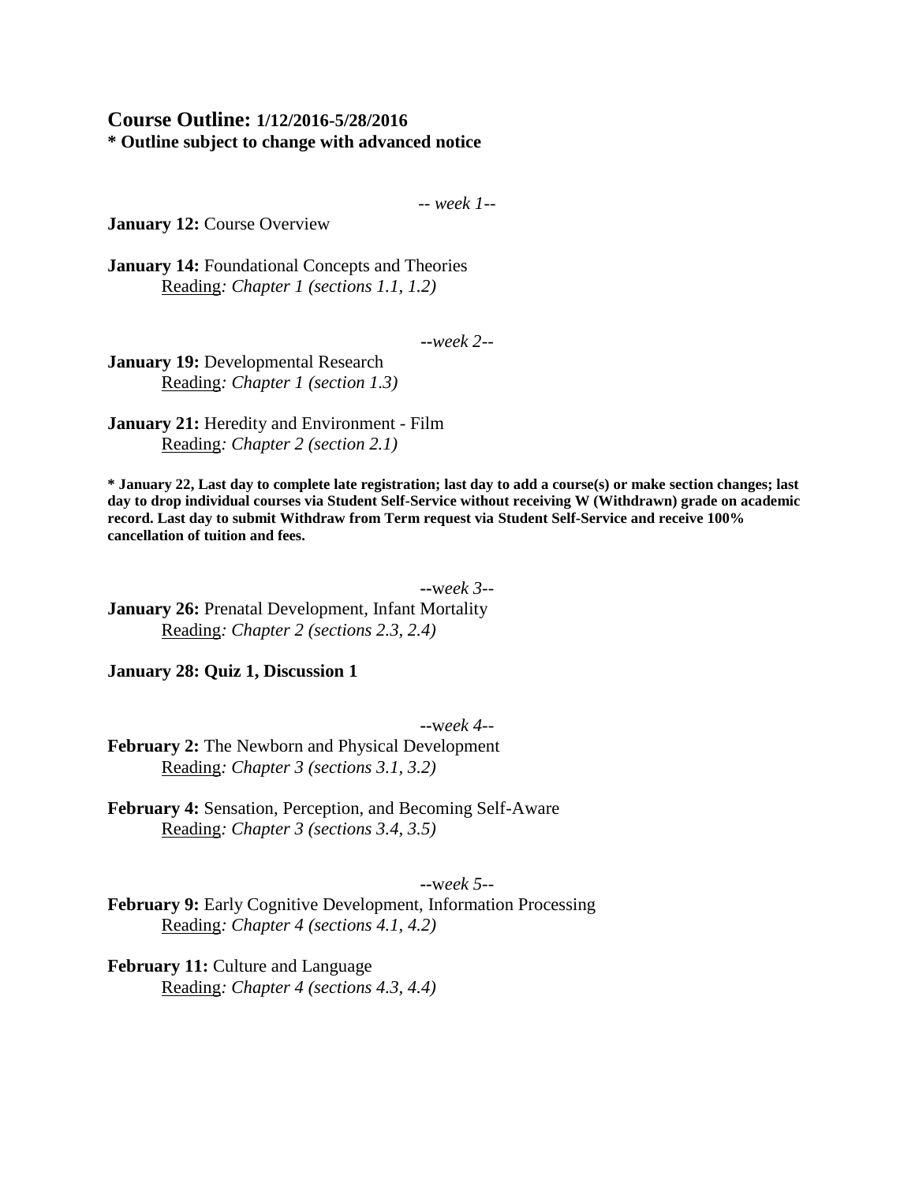## Course Outline: 1/12/2016-5/28/2016

**\* Outline subject to change with advanced notice**

*-- week 1--*

**January 12:** Course Overview

**January 14:** Foundational Concepts and Theories
Reading*: Chapter 1 (sections 1.1, 1.2)*

*--week 2--*

**January 19:** Developmental Research
Reading*: Chapter 1 (section 1.3)*

**January 21:** Heredity and Environment - Film
Reading*: Chapter 2 (section 2.1)*

**\* January 22, Last day to complete late registration; last day to add a course(s) or make section changes; last day to drop individual courses via Student Self-Service without receiving W (Withdrawn) grade on academic record. Last day to submit Withdraw from Term request via Student Self-Service and receive 100% cancellation of tuition and fees.**

*--week 3--*

**January 26:** Prenatal Development, Infant Mortality
Reading*: Chapter 2 (sections 2.3, 2.4)*

**January 28: Quiz 1, Discussion 1**

*--week 4--*

**February 2:** The Newborn and Physical Development
Reading*: Chapter 3 (sections 3.1, 3.2)*

**February 4:** Sensation, Perception, and Becoming Self-Aware
Reading*: Chapter 3 (sections 3.4, 3.5)*

*--week 5--*

**February 9:** Early Cognitive Development, Information Processing
Reading*: Chapter 4 (sections 4.1, 4.2)*

**February 11:** Culture and Language
Reading*: Chapter 4 (sections 4.3, 4.4)*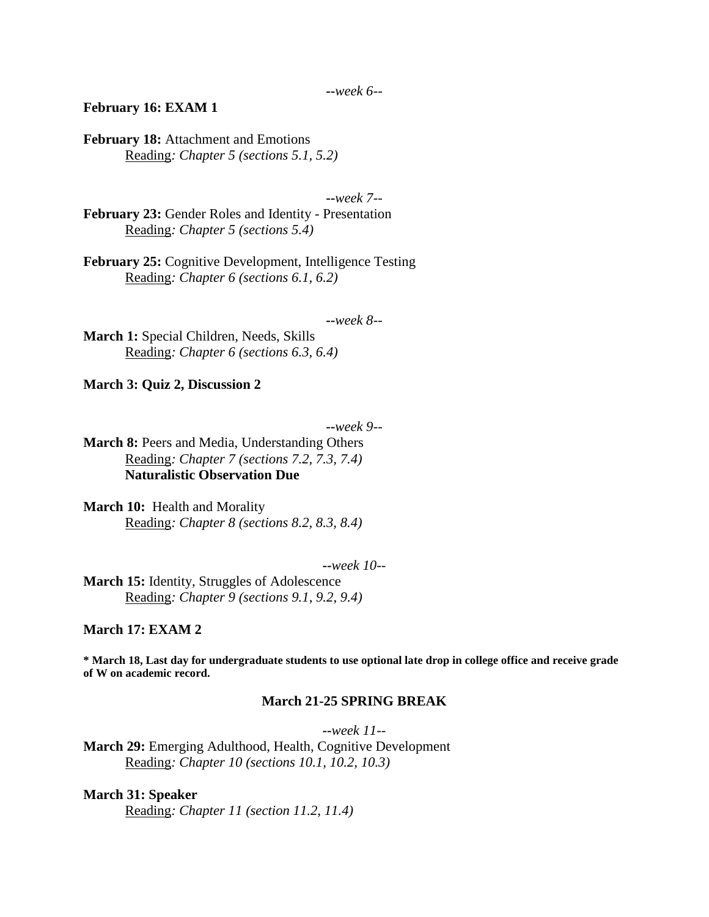*--week 6--*

**February 16: EXAM 1**

**February 18:** Attachment and Emotions
Reading*: Chapter 5 (sections 5.1, 5.2)*

*--week 7--*

**February 23:** Gender Roles and Identity - Presentation
Reading*: Chapter 5 (sections 5.4)*

**February 25:** Cognitive Development, Intelligence Testing
Reading*: Chapter 6 (sections 6.1, 6.2)*

*--week 8--*

**March 1:** Special Children, Needs, Skills
Reading*: Chapter 6 (sections 6.3, 6.4)*

**March 3: Quiz 2, Discussion 2**

*--week 9--*

**March 8:** Peers and Media, Understanding Others
Reading*: Chapter 7 (sections 7.2, 7.3, 7.4)*
**Naturalistic Observation Due**

**March 10:** Health and Morality
Reading*: Chapter 8 (sections 8.2, 8.3, 8.4)*

*--week 10--*

**March 15:** Identity, Struggles of Adolescence
Reading*: Chapter 9 (sections 9.1, 9.2, 9.4)*

**March 17: EXAM 2**

**\* March 18, Last day for undergraduate students to use optional late drop in college office and receive grade of W on academic record.**

**March 21-25 SPRING BREAK**

*--week 11--*

**March 29:** Emerging Adulthood, Health, Cognitive Development
Reading*: Chapter 10 (sections 10.1, 10.2, 10.3)*

**March 31: Speaker**
Reading*: Chapter 11 (section 11.2, 11.4)*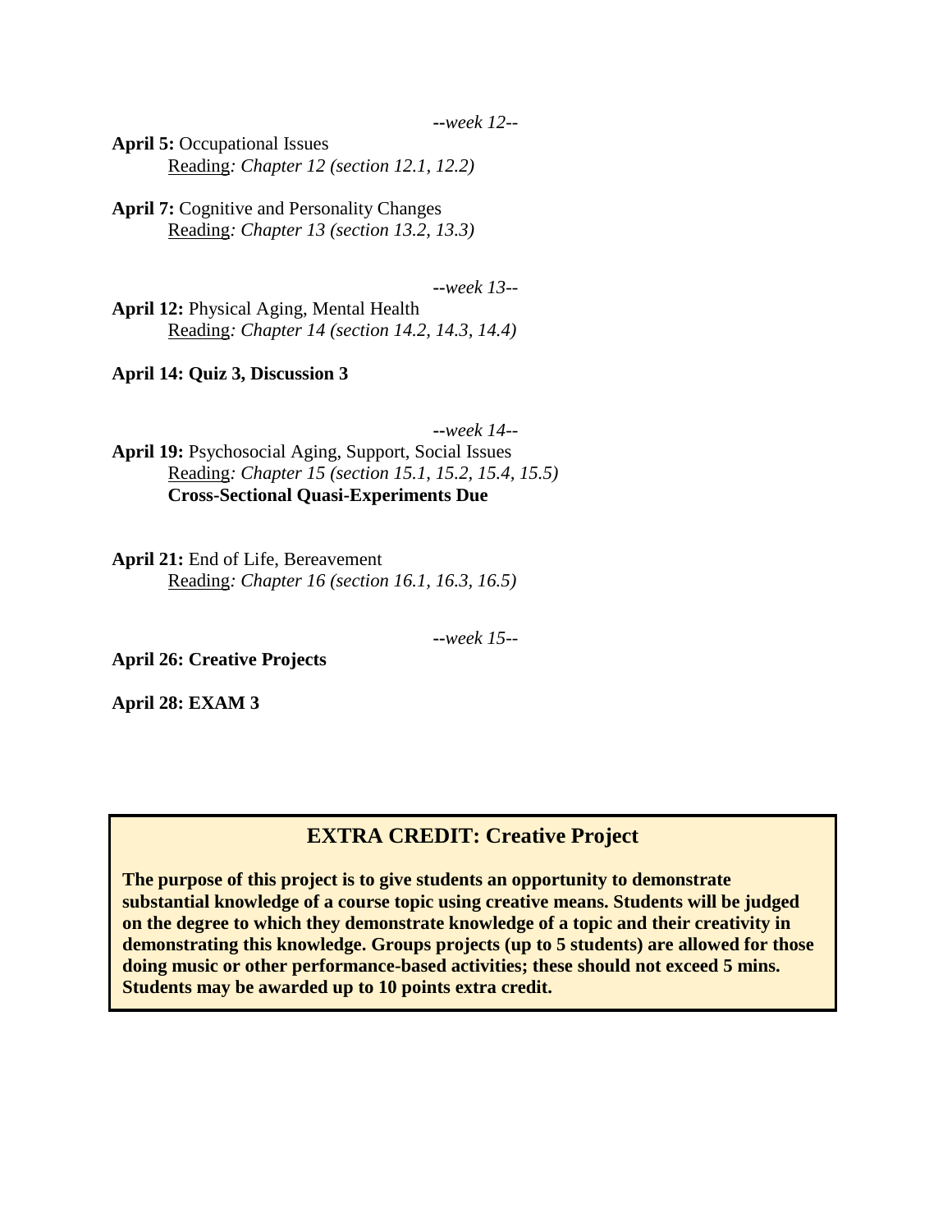*--week 12--*

**April 5:** Occupational Issues
Reading*: Chapter 12 (section 12.1, 12.2)*

**April 7:** Cognitive and Personality Changes
Reading*: Chapter 13 (section 13.2, 13.3)*

*--week 13--*

**April 12:** Physical Aging, Mental Health
Reading*: Chapter 14 (section 14.2, 14.3, 14.4)*

**April 14: Quiz 3, Discussion 3**

*--week 14--*

**April 19:** Psychosocial Aging, Support, Social Issues
Reading*: Chapter 15 (section 15.1, 15.2, 15.4, 15.5)*
**Cross-Sectional Quasi-Experiments Due**

**April 21:** End of Life, Bereavement
Reading*: Chapter 16 (section 16.1, 16.3, 16.5)*

*--week 15--*

**April 26: Creative Projects**

**April 28: EXAM 3**

## EXTRA CREDIT: Creative Project

**The purpose of this project is to give students an opportunity to demonstrate substantial knowledge of a course topic using creative means. Students will be judged on the degree to which they demonstrate knowledge of a topic and their creativity in demonstrating this knowledge. Groups projects (up to 5 students) are allowed for those doing music or other performance-based activities; these should not exceed 5 mins. Students may be awarded up to 10 points extra credit.**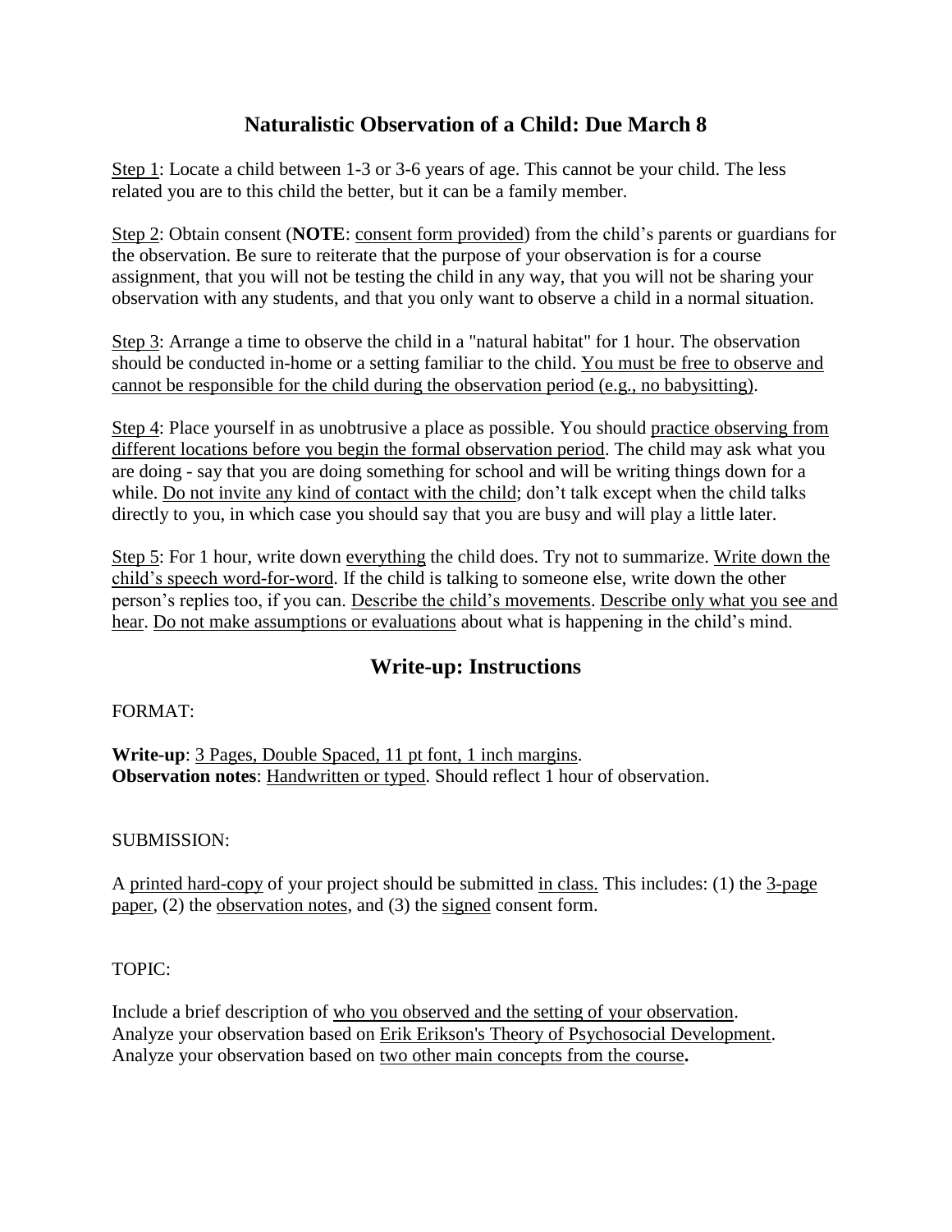# Naturalistic Observation of a Child: Due March 8

Step 1: Locate a child between 1-3 or 3-6 years of age. This cannot be your child. The less related you are to this child the better, but it can be a family member.

Step 2: Obtain consent (**NOTE**: consent form provided) from the child's parents or guardians for the observation. Be sure to reiterate that the purpose of your observation is for a course assignment, that you will not be testing the child in any way, that you will not be sharing your observation with any students, and that you only want to observe a child in a normal situation.

Step 3: Arrange a time to observe the child in a "natural habitat" for 1 hour. The observation should be conducted in-home or a setting familiar to the child. You must be free to observe and cannot be responsible for the child during the observation period (e.g., no babysitting).

Step 4: Place yourself in as unobtrusive a place as possible. You should practice observing from different locations before you begin the formal observation period. The child may ask what you are doing - say that you are doing something for school and will be writing things down for a while. Do not invite any kind of contact with the child; don't talk except when the child talks directly to you, in which case you should say that you are busy and will play a little later.

Step 5: For 1 hour, write down everything the child does. Try not to summarize. Write down the child's speech word-for-word. If the child is talking to someone else, write down the other person's replies too, if you can. Describe the child's movements. Describe only what you see and hear. Do not make assumptions or evaluations about what is happening in the child's mind.

## Write-up: Instructions

FORMAT:

**Write-up**: 3 Pages, Double Spaced, 11 pt font, 1 inch margins.
**Observation notes**: Handwritten or typed. Should reflect 1 hour of observation.

SUBMISSION:

A printed hard-copy of your project should be submitted in class. This includes: (1) the 3-page paper, (2) the observation notes, and (3) the signed consent form.

TOPIC:

Include a brief description of who you observed and the setting of your observation.
Analyze your observation based on Erik Erikson's Theory of Psychosocial Development.
Analyze your observation based on two other main concepts from the course**.**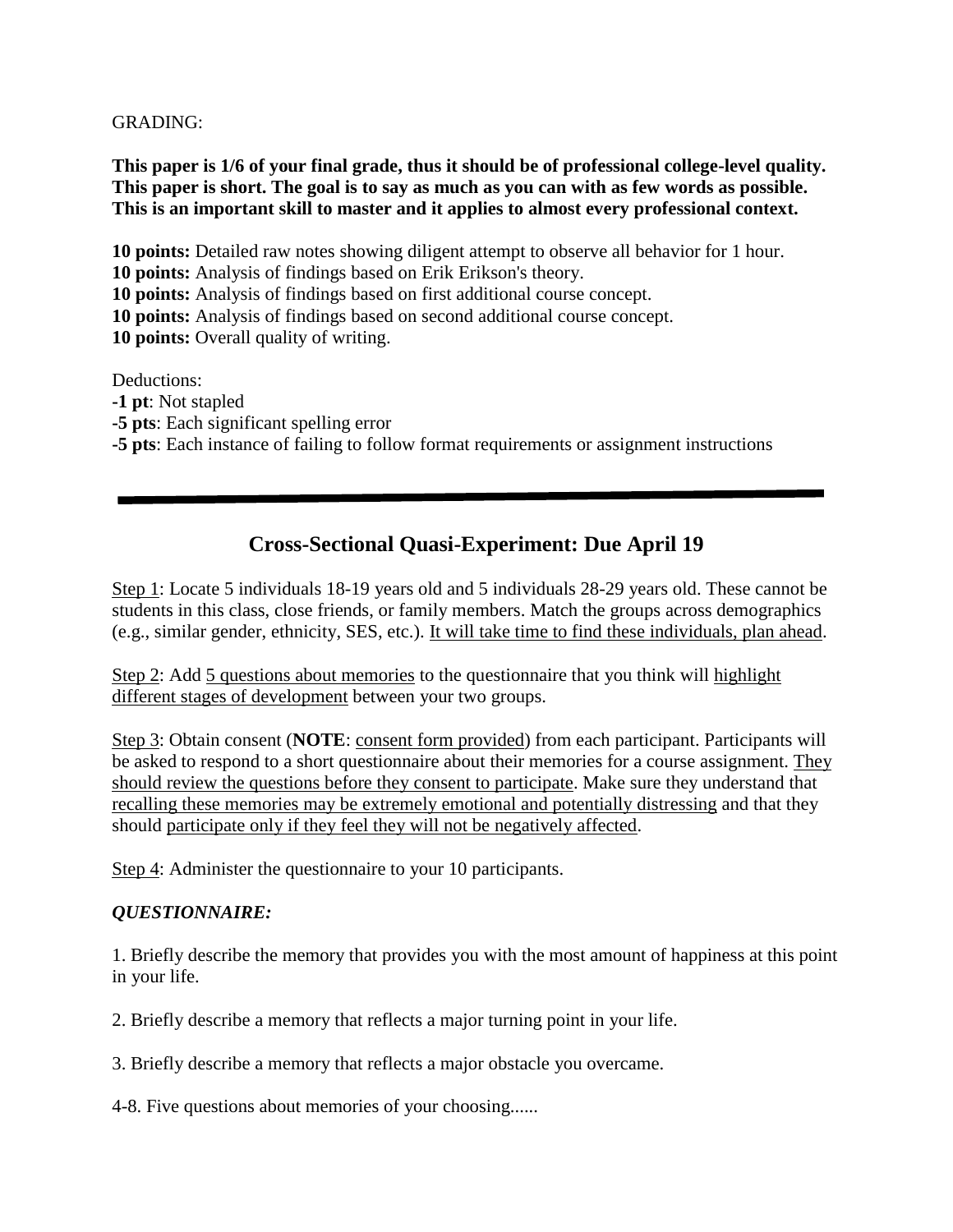GRADING:

**This paper is 1/6 of your final grade, thus it should be of professional college-level quality. This paper is short. The goal is to say as much as you can with as few words as possible. This is an important skill to master and it applies to almost every professional context.**

**10 points:** Detailed raw notes showing diligent attempt to observe all behavior for 1 hour.
**10 points:** Analysis of findings based on Erik Erikson's theory.
**10 points:** Analysis of findings based on first additional course concept.
**10 points:** Analysis of findings based on second additional course concept.
**10 points:** Overall quality of writing.

Deductions:
**-1 pt**: Not stapled
**-5 pts**: Each significant spelling error
**-5 pts**: Each instance of failing to follow format requirements or assignment instructions

---

## Cross-Sectional Quasi-Experiment: Due April 19

Step 1: Locate 5 individuals 18-19 years old and 5 individuals 28-29 years old. These cannot be students in this class, close friends, or family members. Match the groups across demographics (e.g., similar gender, ethnicity, SES, etc.). It will take time to find these individuals, plan ahead.

Step 2: Add 5 questions about memories to the questionnaire that you think will highlight different stages of development between your two groups.

Step 3: Obtain consent (**NOTE**: consent form provided) from each participant. Participants will be asked to respond to a short questionnaire about their memories for a course assignment. They should review the questions before they consent to participate. Make sure they understand that recalling these memories may be extremely emotional and potentially distressing and that they should participate only if they feel they will not be negatively affected.

Step 4: Administer the questionnaire to your 10 participants.

***QUESTIONNAIRE:***

1. Briefly describe the memory that provides you with the most amount of happiness at this point in your life.

2. Briefly describe a memory that reflects a major turning point in your life.

3. Briefly describe a memory that reflects a major obstacle you overcame.

4-8. Five questions about memories of your choosing......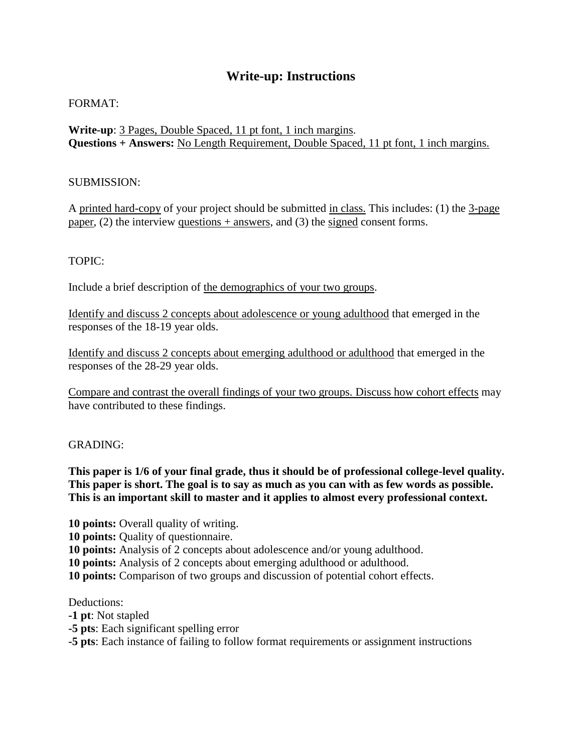# Write-up: Instructions

FORMAT:

**Write-up**: 3 Pages, Double Spaced, 11 pt font, 1 inch margins.
**Questions + Answers:** No Length Requirement, Double Spaced, 11 pt font, 1 inch margins.

SUBMISSION:

A printed hard-copy of your project should be submitted in class. This includes: (1) the 3-page paper, (2) the interview questions + answers, and (3) the signed consent forms.

TOPIC:

Include a brief description of the demographics of your two groups.

Identify and discuss 2 concepts about adolescence or young adulthood that emerged in the responses of the 18-19 year olds.

Identify and discuss 2 concepts about emerging adulthood or adulthood that emerged in the responses of the 28-29 year olds.

Compare and contrast the overall findings of your two groups. Discuss how cohort effects may have contributed to these findings.

GRADING:

**This paper is 1/6 of your final grade, thus it should be of professional college-level quality. This paper is short. The goal is to say as much as you can with as few words as possible. This is an important skill to master and it applies to almost every professional context.**

**10 points:** Overall quality of writing.
**10 points:** Quality of questionnaire.
**10 points:** Analysis of 2 concepts about adolescence and/or young adulthood.
**10 points:** Analysis of 2 concepts about emerging adulthood or adulthood.
**10 points:** Comparison of two groups and discussion of potential cohort effects.

Deductions:
**-1 pt**: Not stapled
**-5 pts**: Each significant spelling error
**-5 pts**: Each instance of failing to follow format requirements or assignment instructions